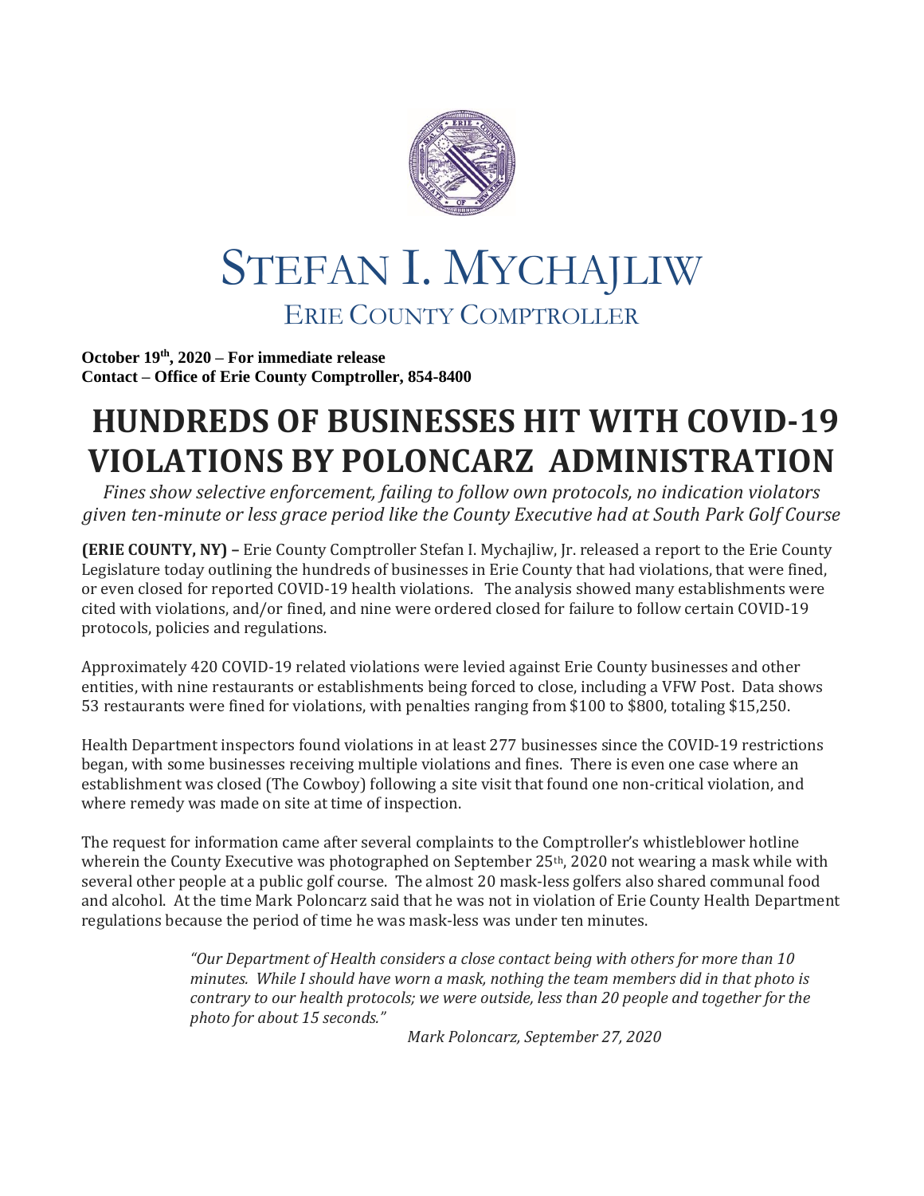# STEFAN I. MYCHAJLIW

## ERIE COUNTY COMPTROLLER

**October 19th, 2020 – For immediate release**
**Contact – Office of Erie County Comptroller, 854-8400**

# HUNDREDS OF BUSINESSES HIT WITH COVID-19 VIOLATIONS BY POLONCARZ ADMINISTRATION

*Fines show selective enforcement, failing to follow own protocols, no indication violators given ten-minute or less grace period like the County Executive had at South Park Golf Course*

**(ERIE COUNTY, NY) –** Erie County Comptroller Stefan I. Mychajliw, Jr. released a report to the Erie County Legislature today outlining the hundreds of businesses in Erie County that had violations, that were fined, or even closed for reported COVID-19 health violations. The analysis showed many establishments were cited with violations, and/or fined, and nine were ordered closed for failure to follow certain COVID-19 protocols, policies and regulations.

Approximately 420 COVID-19 related violations were levied against Erie County businesses and other entities, with nine restaurants or establishments being forced to close, including a VFW Post. Data shows 53 restaurants were fined for violations, with penalties ranging from $100 to $800, totaling $15,250.

Health Department inspectors found violations in at least 277 businesses since the COVID-19 restrictions began, with some businesses receiving multiple violations and fines. There is even one case where an establishment was closed (The Cowboy) following a site visit that found one non-critical violation, and where remedy was made on site at time of inspection.

The request for information came after several complaints to the Comptroller's whistleblower hotline wherein the County Executive was photographed on September 25th, 2020 not wearing a mask while with several other people at a public golf course. The almost 20 mask-less golfers also shared communal food and alcohol. At the time Mark Poloncarz said that he was not in violation of Erie County Health Department regulations because the period of time he was mask-less was under ten minutes.

> *"Our Department of Health considers a close contact being with others for more than 10 minutes. While I should have worn a mask, nothing the team members did in that photo is contrary to our health protocols; we were outside, less than 20 people and together for the photo for about 15 seconds."*
>
> *Mark Poloncarz, September 27, 2020*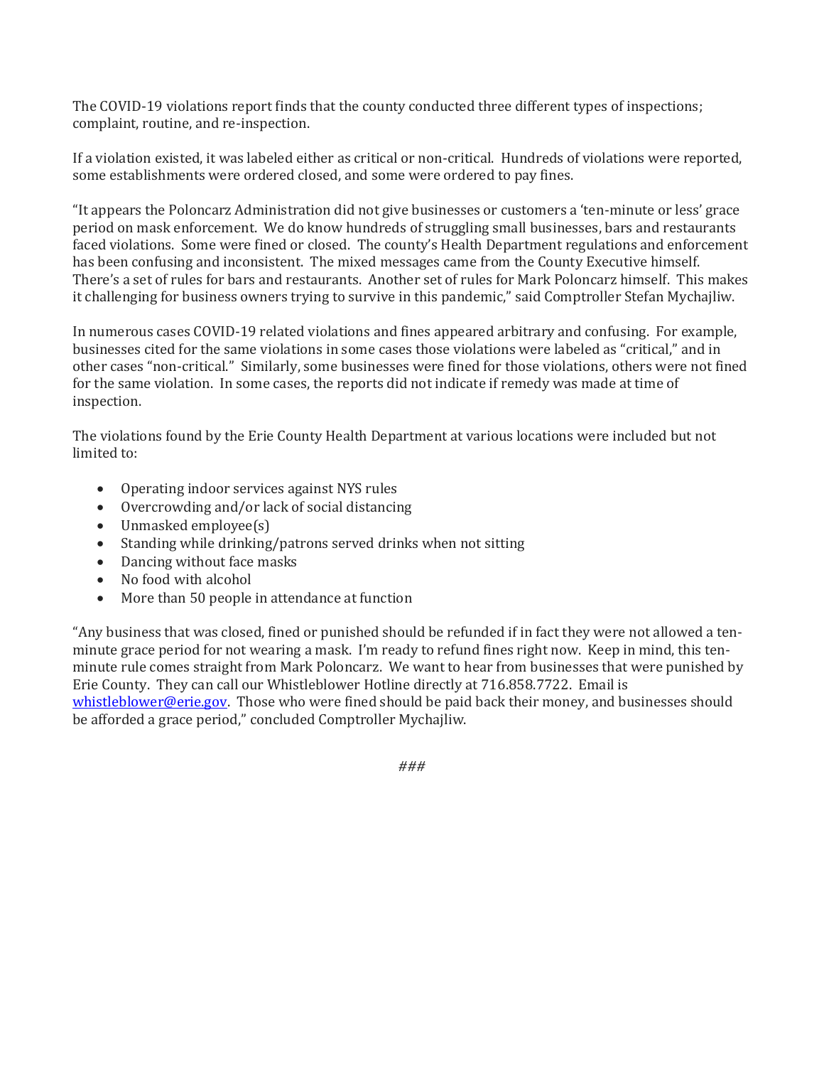The COVID-19 violations report finds that the county conducted three different types of inspections; complaint, routine, and re-inspection.

If a violation existed, it was labeled either as critical or non-critical. Hundreds of violations were reported, some establishments were ordered closed, and some were ordered to pay fines.

"It appears the Poloncarz Administration did not give businesses or customers a 'ten-minute or less' grace period on mask enforcement. We do know hundreds of struggling small businesses, bars and restaurants faced violations. Some were fined or closed. The county's Health Department regulations and enforcement has been confusing and inconsistent. The mixed messages came from the County Executive himself. There's a set of rules for bars and restaurants. Another set of rules for Mark Poloncarz himself. This makes it challenging for business owners trying to survive in this pandemic," said Comptroller Stefan Mychajliw.

In numerous cases COVID-19 related violations and fines appeared arbitrary and confusing. For example, businesses cited for the same violations in some cases those violations were labeled as "critical," and in other cases "non-critical." Similarly, some businesses were fined for those violations, others were not fined for the same violation. In some cases, the reports did not indicate if remedy was made at time of inspection.

The violations found by the Erie County Health Department at various locations were included but not limited to:

- Operating indoor services against NYS rules
- Overcrowding and/or lack of social distancing
- Unmasked employee(s)
- Standing while drinking/patrons served drinks when not sitting
- Dancing without face masks
- No food with alcohol
- More than 50 people in attendance at function

"Any business that was closed, fined or punished should be refunded if in fact they were not allowed a ten-minute grace period for not wearing a mask. I'm ready to refund fines right now. Keep in mind, this ten-minute rule comes straight from Mark Poloncarz. We want to hear from businesses that were punished by Erie County. They can call our Whistleblower Hotline directly at 716.858.7722. Email is whistleblower@erie.gov. Those who were fined should be paid back their money, and businesses should be afforded a grace period," concluded Comptroller Mychajliw.

###